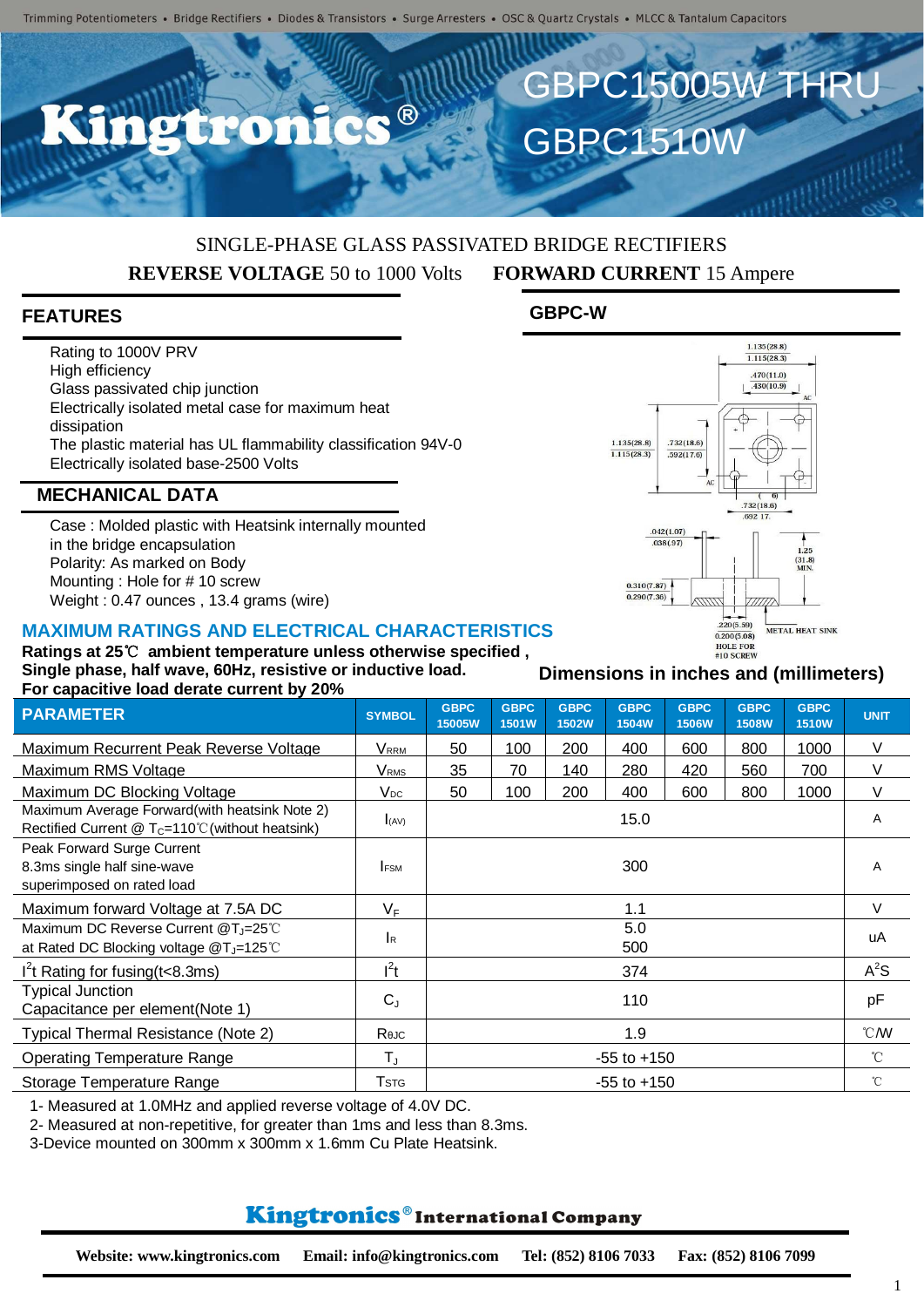Trimming Potentiometers • Bridge Rectifiers • Diodes & Transistors • Surge Arresters • OSC & Quartz Crystals • MLCC & Tantalum Capacitors

# Kingtronics®

# GBPC15005W THRU GBPC1510W

SINGLE-PHASE GLASS PASSIVATED BRIDGE RECTIFIERS

**REVERSE VOLTAGE** 50 to 1000 Volts **FORWARD CURRENT** 15 Ampere

## FEATURES

- Rating to 1000V PRV
- High efficiency
- Glass passivated chip junction
- Electrically isolated metal case for maximum heat dissipation
- The plastic material has UL flammability classification 94V-0
- Electrically isolated base-2500 Volts

## MECHANICAL DATA

- Case : Molded plastic with Heatsink internally mounted in the bridge encapsulation
- Polarity: As marked on Body
- Mounting : Hole for # 10 screw
- Weight : 0.47 ounces , 13.4 grams (wire)

## GBPC-W

Dimensions in inches and (millimeters)

## MAXIMUM RATINGS AND ELECTRICAL CHARACTERISTICS

**Ratings at 25℃ ambient temperature unless otherwise specified ,**
**Single phase, half wave, 60Hz, resistive or inductive load.**
**For capacitive load derate current by 20%**

| PARAMETER | SYMBOL | GBPC 15005W | GBPC 1501W | GBPC 1502W | GBPC 1504W | GBPC 1506W | GBPC 1508W | GBPC 1510W | UNIT |
|---|---|---|---|---|---|---|---|---|---|
| Maximum Recurrent Peak Reverse Voltage | $V_{RRM}$ | 50 | 100 | 200 | 400 | 600 | 800 | 1000 | V |
| Maximum RMS Voltage | $V_{RMS}$ | 35 | 70 | 140 | 280 | 420 | 560 | 700 | V |
| Maximum DC Blocking Voltage | $V_{DC}$ | 50 | 100 | 200 | 400 | 600 | 800 | 1000 | V |
| Maximum Average Forward(with heatsink Note 2) Rectified Current @ $T_C$=110℃(without heatsink) | $I_{(AV)}$ | 15.0 | | | | | | | A |
| Peak Forward Surge Current 8.3ms single half sine-wave superimposed on rated load | $I_{FSM}$ | 300 | | | | | | | A |
| Maximum forward Voltage at 7.5A DC | $V_F$ | 1.1 | | | | | | | V |
| Maximum DC Reverse Current @$T_J$=25℃ at Rated DC Blocking voltage @$T_J$=125℃ | $I_R$ | 5.0 / 500 | | | | | | | uA |
| $I^2t$ Rating for fusing(t<8.3ms) | $I^2t$ | 374 | | | | | | | $A^2S$ |
| Typical Junction Capacitance per element(Note 1) | $C_J$ | 110 | | | | | | | pF |
| Typical Thermal Resistance (Note 2) | $R_{\theta JC}$ | 1.9 | | | | | | | ℃/W |
| Operating Temperature Range | $T_J$ | -55 to +150 | | | | | | | ℃ |
| Storage Temperature Range | $T_{STG}$ | -55 to +150 | | | | | | | ℃ |

1- Measured at 1.0MHz and applied reverse voltage of 4.0V DC.
2- Measured at non-repetitive, for greater than 1ms and less than 8.3ms.
3-Device mounted on 300mm x 300mm x 1.6mm Cu Plate Heatsink.

**Kingtronics® International Company**

**Website: www.kingtronics.com Email: info@kingtronics.com Tel: (852) 8106 7033 Fax: (852) 8106 7099**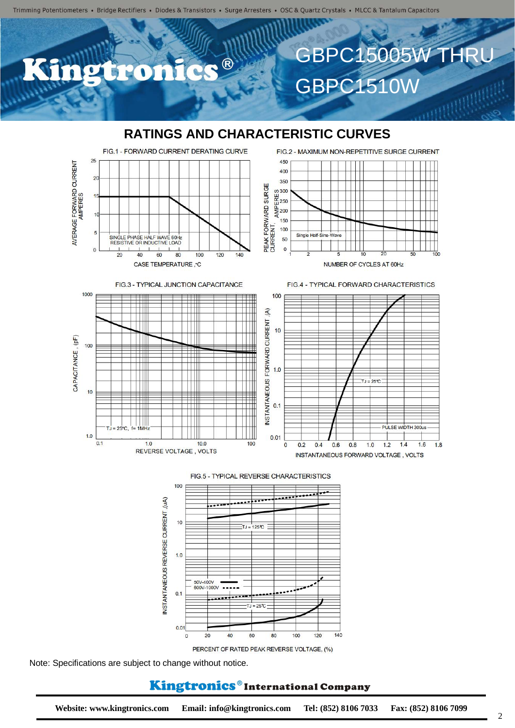# GBPC15005W THRU GBPC1510W

## RATINGS AND CHARACTERISTIC CURVES

FIG.1 - FORWARD CURRENT DERATING CURVE

AVERAGE FORWARD CURRENT AMPERES

25
20
15
10
5
0

SINGLE PHASE HALF WAVE 60Hz
RESISTIVE OR INDUCTIVE LOAD

20 40 60 80 100 120 140

CASE TEMPERATURE ,°C

FIG.2 - MAXIMUM NON-REPETITIVE SURGE CURRENT

PEAK FORWARD SURGE CURRENT, AMPERES

450
400
350
300
250
200
150
100
50
0

Single Half-Sine-Wave

1 2 5 10 20 50 100

NUMBER OF CYCLES AT 60Hz

FIG.3 - TYPICAL JUNCTION CAPACITANCE

CAPACITANCE , (pF)

1000
100
10
1.0

TJ = 25°C, f= 1MHz

0.1 1.0 10.0 100

REVERSE VOLTAGE , VOLTS

FIG.4 - TYPICAL FORWARD CHARACTERISTICS

INSTANTANEOUS FORWARD CURRENT ,(A)

100
10
1.0
0.1
0.01

TJ = 25°C

PULSE WIDTH 300us

0 0.2 0.4 0.6 0.8 1.0 1.2 1.4 1.6 1.8

INSTANTANEOUS FORWARD VOLTAGE , VOLTS

FIG.5 - TYPICAL REVERSE CHARACTERISTICS

INSTANTANEOUS REVERSE CURRENT ,(uA)

100
10
1.0
0.1
0.01

TJ = 125°C

TJ = 25°C

50V-400V
600V-1000V

0 20 40 60 80 100 120 140

PERCENT OF RATED PEAK REVERSE VOLTAGE, (%)

Note: Specifications are subject to change without notice.

**Kingtronics® International Company**

**Website: www.kingtronics.com Email: info@kingtronics.com Tel: (852) 8106 7033 Fax: (852) 8106 7099**